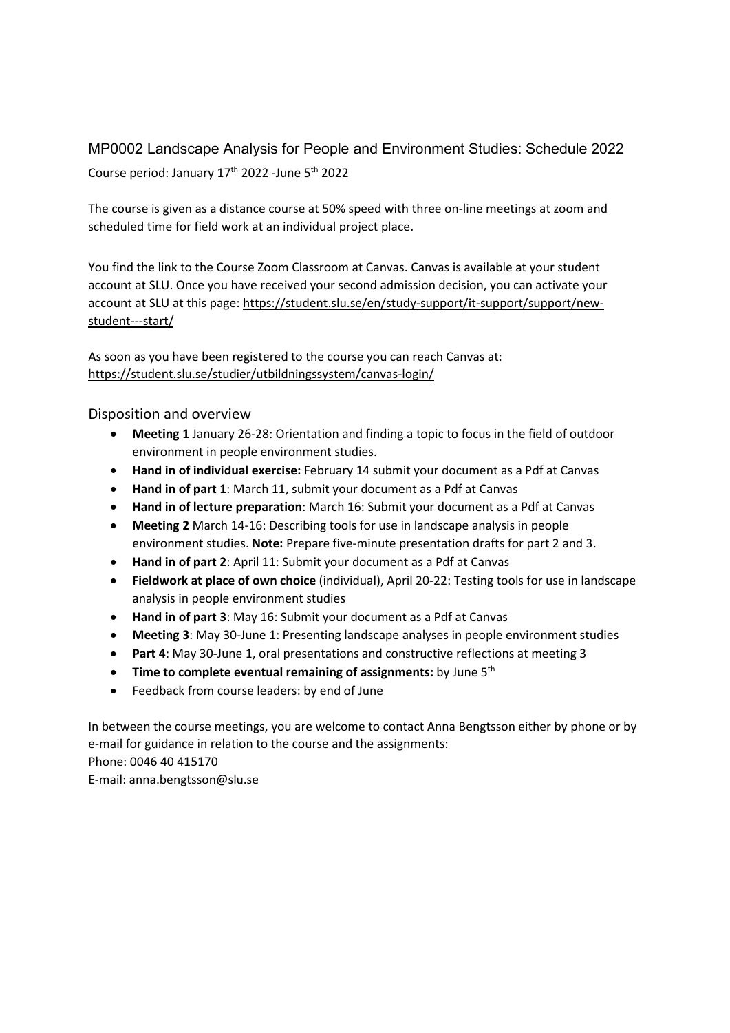# MP0002 Landscape Analysis for People and Environment Studies: Schedule 2022

Course period: January 17th 2022 -June 5th 2022

The course is given as a distance course at 50% speed with three on-line meetings at zoom and scheduled time for field work at an individual project place.

You find the link to the Course Zoom Classroom at Canvas. Canvas is available at your student account at SLU. Once you have received your second admission decision, you can activate your account at SLU at this page: https://student.slu.se/en/study-support/it-support/support/new-student---start/

As soon as you have been registered to the course you can reach Canvas at: https://student.slu.se/studier/utbildningssystem/canvas-login/

## Disposition and overview

- **Meeting 1** January 26-28: Orientation and finding a topic to focus in the field of outdoor environment in people environment studies.
- **Hand in of individual exercise:** February 14 submit your document as a Pdf at Canvas
- **Hand in of part 1**: March 11, submit your document as a Pdf at Canvas
- **Hand in of lecture preparation**: March 16: Submit your document as a Pdf at Canvas
- **Meeting 2** March 14-16: Describing tools for use in landscape analysis in people environment studies. **Note:** Prepare five-minute presentation drafts for part 2 and 3.
- **Hand in of part 2**: April 11: Submit your document as a Pdf at Canvas
- **Fieldwork at place of own choice** (individual), April 20-22: Testing tools for use in landscape analysis in people environment studies
- **Hand in of part 3**: May 16: Submit your document as a Pdf at Canvas
- **Meeting 3**: May 30-June 1: Presenting landscape analyses in people environment studies
- **Part 4**: May 30-June 1, oral presentations and constructive reflections at meeting 3
- **Time to complete eventual remaining of assignments:** by June 5th
- Feedback from course leaders: by end of June

In between the course meetings, you are welcome to contact Anna Bengtsson either by phone or by e-mail for guidance in relation to the course and the assignments:
Phone: 0046 40 415170
E-mail: anna.bengtsson@slu.se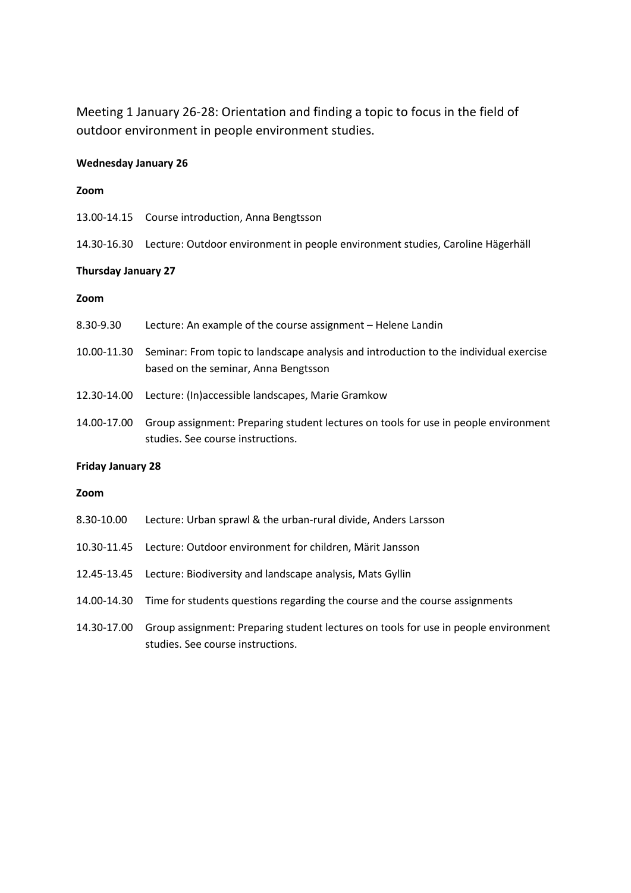Meeting 1 January 26-28: Orientation and finding a topic to focus in the field of outdoor environment in people environment studies.

**Wednesday January 26**

**Zoom**

13.00-14.15 Course introduction, Anna Bengtsson

14.30-16.30 Lecture: Outdoor environment in people environment studies, Caroline Hägerhäll

**Thursday January 27**

**Zoom**

8.30-9.30 Lecture: An example of the course assignment – Helene Landin

10.00-11.30 Seminar: From topic to landscape analysis and introduction to the individual exercise based on the seminar, Anna Bengtsson

12.30-14.00 Lecture: (In)accessible landscapes, Marie Gramkow

14.00-17.00 Group assignment: Preparing student lectures on tools for use in people environment studies. See course instructions.

**Friday January 28**

**Zoom**

8.30-10.00 Lecture: Urban sprawl & the urban-rural divide, Anders Larsson

10.30-11.45 Lecture: Outdoor environment for children, Märit Jansson

12.45-13.45 Lecture: Biodiversity and landscape analysis, Mats Gyllin

14.00-14.30 Time for students questions regarding the course and the course assignments

14.30-17.00 Group assignment: Preparing student lectures on tools for use in people environment studies. See course instructions.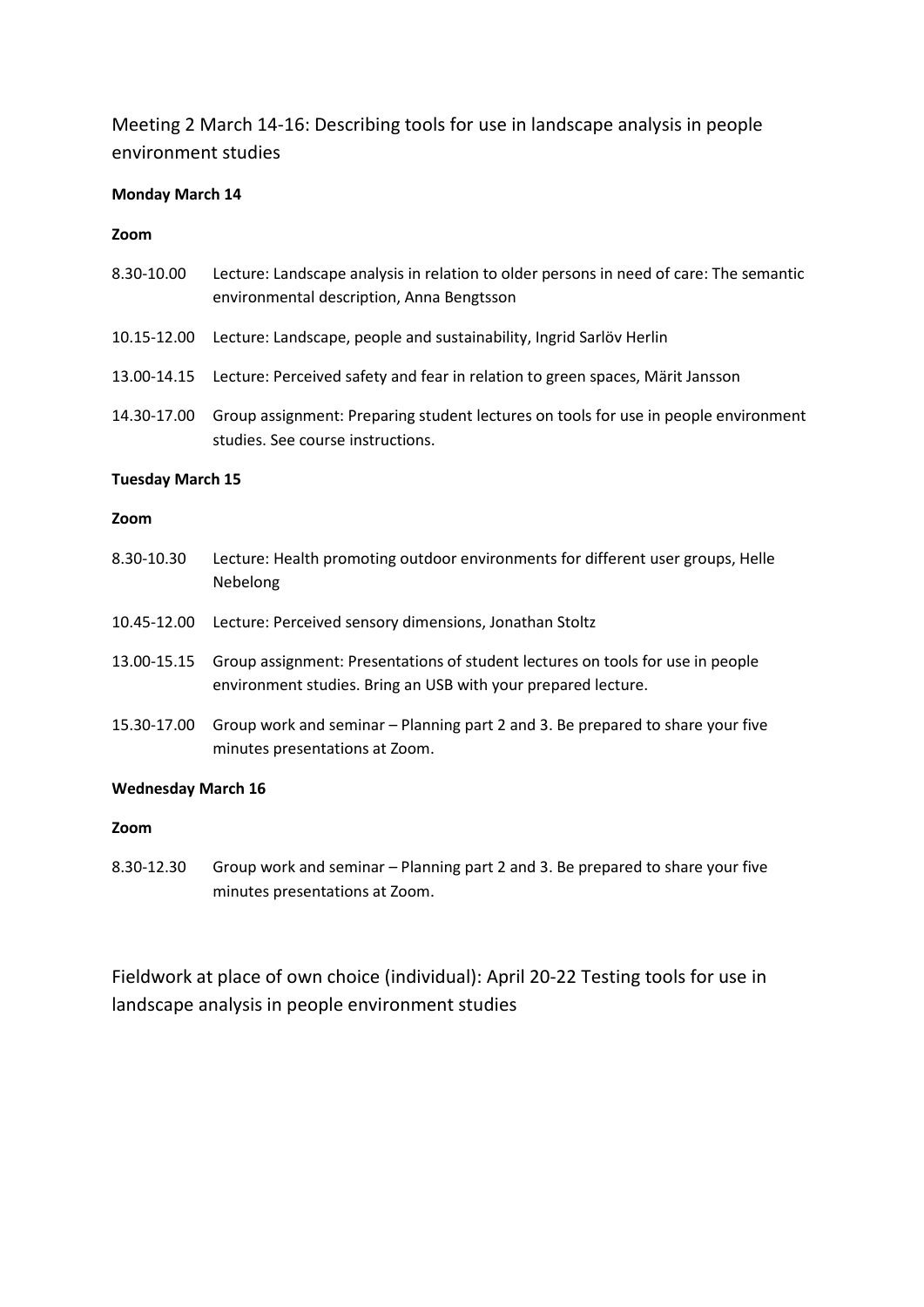## Meeting 2 March 14-16: Describing tools for use in landscape analysis in people environment studies

**Monday March 14**

**Zoom**

8.30-10.00 Lecture: Landscape analysis in relation to older persons in need of care: The semantic environmental description, Anna Bengtsson

10.15-12.00 Lecture: Landscape, people and sustainability, Ingrid Sarlöv Herlin

13.00-14.15 Lecture: Perceived safety and fear in relation to green spaces, Märit Jansson

14.30-17.00 Group assignment: Preparing student lectures on tools for use in people environment studies. See course instructions.

**Tuesday March 15**

**Zoom**

8.30-10.30 Lecture: Health promoting outdoor environments for different user groups, Helle Nebelong

10.45-12.00 Lecture: Perceived sensory dimensions, Jonathan Stoltz

13.00-15.15 Group assignment: Presentations of student lectures on tools for use in people environment studies. Bring an USB with your prepared lecture.

15.30-17.00 Group work and seminar – Planning part 2 and 3. Be prepared to share your five minutes presentations at Zoom.

**Wednesday March 16**

**Zoom**

8.30-12.30 Group work and seminar – Planning part 2 and 3. Be prepared to share your five minutes presentations at Zoom.

## Fieldwork at place of own choice (individual): April 20-22 Testing tools for use in landscape analysis in people environment studies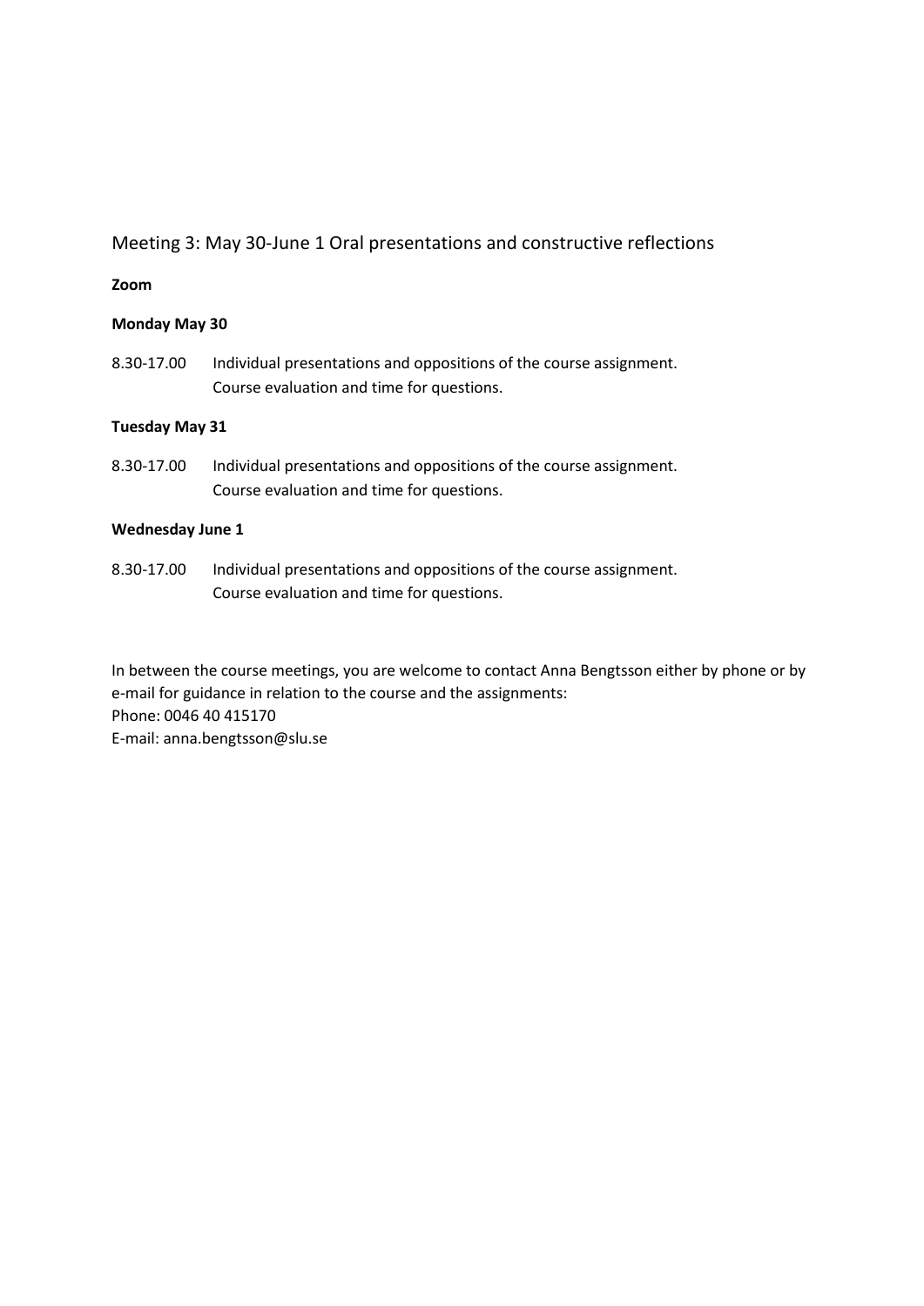## Meeting 3: May 30-June 1 Oral presentations and constructive reflections

**Zoom**

**Monday May 30**

8.30-17.00 Individual presentations and oppositions of the course assignment.
Course evaluation and time for questions.

**Tuesday May 31**

8.30-17.00 Individual presentations and oppositions of the course assignment.
Course evaluation and time for questions.

**Wednesday June 1**

8.30-17.00 Individual presentations and oppositions of the course assignment.
Course evaluation and time for questions.

In between the course meetings, you are welcome to contact Anna Bengtsson either by phone or by e-mail for guidance in relation to the course and the assignments:
Phone: 0046 40 415170
E-mail: anna.bengtsson@slu.se